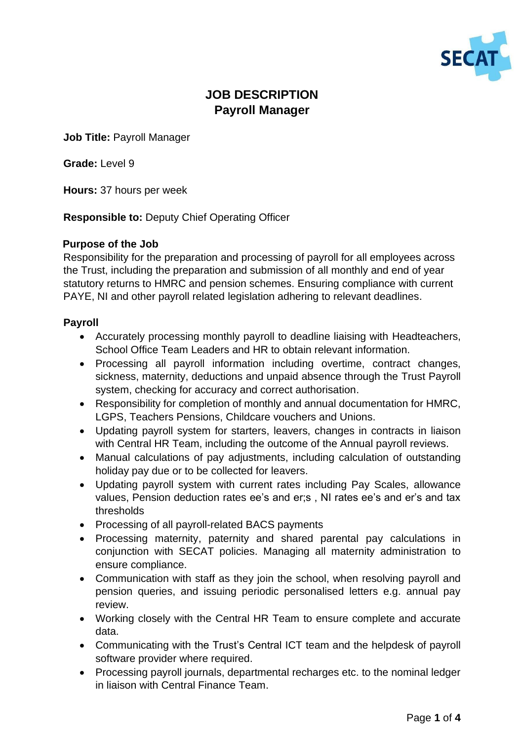# JOB DESCRIPTION
## Payroll Manager

**Job Title:** Payroll Manager

**Grade:** Level 9

**Hours:** 37 hours per week

**Responsible to:** Deputy Chief Operating Officer

### Purpose of the Job

Responsibility for the preparation and processing of payroll for all employees across the Trust, including the preparation and submission of all monthly and end of year statutory returns to HMRC and pension schemes. Ensuring compliance with current PAYE, NI and other payroll related legislation adhering to relevant deadlines.

### Payroll

- Accurately processing monthly payroll to deadline liaising with Headteachers, School Office Team Leaders and HR to obtain relevant information.
- Processing all payroll information including overtime, contract changes, sickness, maternity, deductions and unpaid absence through the Trust Payroll system, checking for accuracy and correct authorisation.
- Responsibility for completion of monthly and annual documentation for HMRC, LGPS, Teachers Pensions, Childcare vouchers and Unions.
- Updating payroll system for starters, leavers, changes in contracts in liaison with Central HR Team, including the outcome of the Annual payroll reviews.
- Manual calculations of pay adjustments, including calculation of outstanding holiday pay due or to be collected for leavers.
- Updating payroll system with current rates including Pay Scales, allowance values, Pension deduction rates ee's and er;s , NI rates ee's and er's and tax thresholds
- Processing of all payroll-related BACS payments
- Processing maternity, paternity and shared parental pay calculations in conjunction with SECAT policies. Managing all maternity administration to ensure compliance.
- Communication with staff as they join the school, when resolving payroll and pension queries, and issuing periodic personalised letters e.g. annual pay review.
- Working closely with the Central HR Team to ensure complete and accurate data.
- Communicating with the Trust's Central ICT team and the helpdesk of payroll software provider where required.
- Processing payroll journals, departmental recharges etc. to the nominal ledger in liaison with Central Finance Team.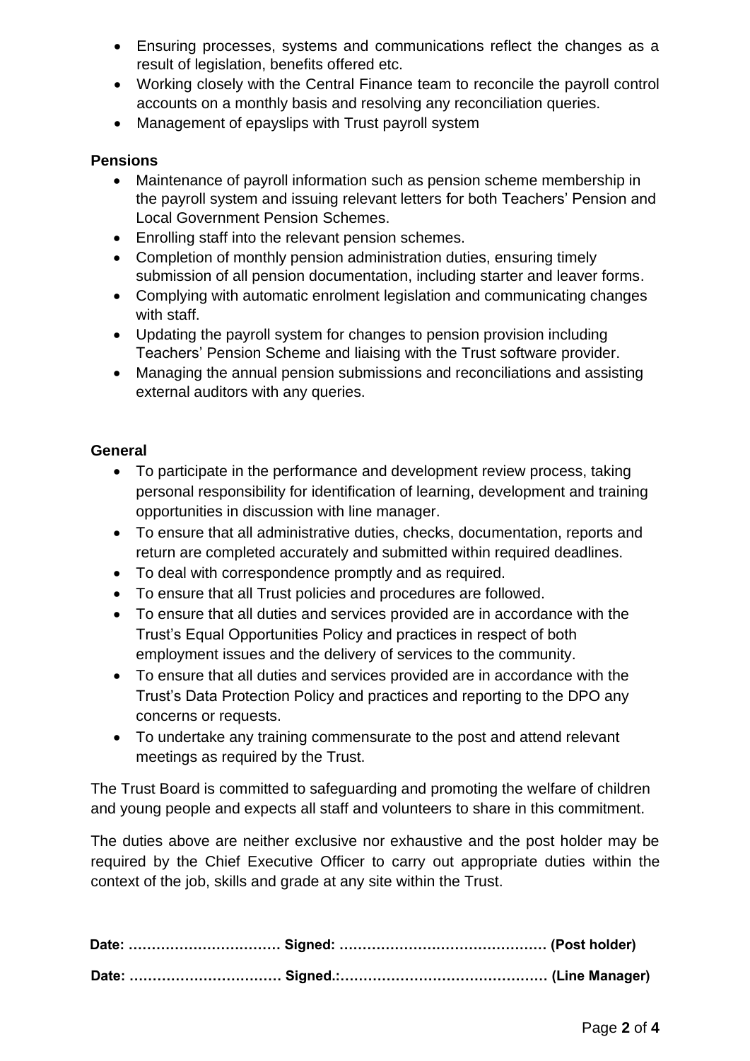- Ensuring processes, systems and communications reflect the changes as a result of legislation, benefits offered etc.
- Working closely with the Central Finance team to reconcile the payroll control accounts on a monthly basis and resolving any reconciliation queries.
- Management of epayslips with Trust payroll system

**Pensions**

- Maintenance of payroll information such as pension scheme membership in the payroll system and issuing relevant letters for both Teachers' Pension and Local Government Pension Schemes.
- Enrolling staff into the relevant pension schemes.
- Completion of monthly pension administration duties, ensuring timely submission of all pension documentation, including starter and leaver forms.
- Complying with automatic enrolment legislation and communicating changes with staff.
- Updating the payroll system for changes to pension provision including Teachers' Pension Scheme and liaising with the Trust software provider.
- Managing the annual pension submissions and reconciliations and assisting external auditors with any queries.

**General**

- To participate in the performance and development review process, taking personal responsibility for identification of learning, development and training opportunities in discussion with line manager.
- To ensure that all administrative duties, checks, documentation, reports and return are completed accurately and submitted within required deadlines.
- To deal with correspondence promptly and as required.
- To ensure that all Trust policies and procedures are followed.
- To ensure that all duties and services provided are in accordance with the Trust's Equal Opportunities Policy and practices in respect of both employment issues and the delivery of services to the community.
- To ensure that all duties and services provided are in accordance with the Trust's Data Protection Policy and practices and reporting to the DPO any concerns or requests.
- To undertake any training commensurate to the post and attend relevant meetings as required by the Trust.

The Trust Board is committed to safeguarding and promoting the welfare of children and young people and expects all staff and volunteers to share in this commitment.

The duties above are neither exclusive nor exhaustive and the post holder may be required by the Chief Executive Officer to carry out appropriate duties within the context of the job, skills and grade at any site within the Trust.

**Date: …………………………… Signed: ……………………………………… (Post holder)**

**Date: …………………………… Signed.:……………………………………… (Line Manager)**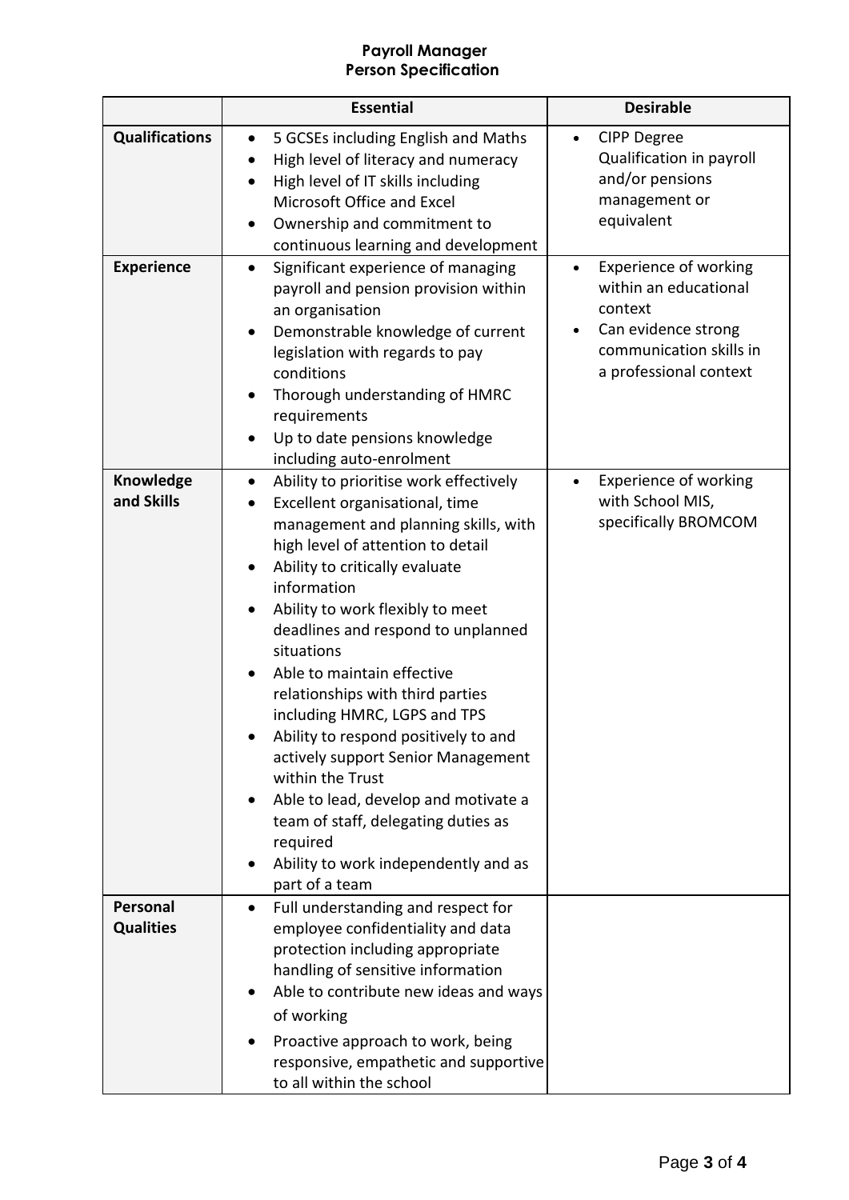# Payroll Manager
## Person Specification

| | Essential | Desirable |
|---|---|---|
| **Qualifications** | • 5 GCSEs including English and Maths<br>• High level of literacy and numeracy<br>• High level of IT skills including Microsoft Office and Excel<br>• Ownership and commitment to continuous learning and development | • CIPP Degree Qualification in payroll and/or pensions management or equivalent |
| **Experience** | • Significant experience of managing payroll and pension provision within an organisation<br>• Demonstrable knowledge of current legislation with regards to pay conditions<br>• Thorough understanding of HMRC requirements<br>• Up to date pensions knowledge including auto-enrolment | • Experience of working within an educational context<br>• Can evidence strong communication skills in a professional context |
| **Knowledge and Skills** | • Ability to prioritise work effectively<br>• Excellent organisational, time management and planning skills, with high level of attention to detail<br>• Ability to critically evaluate information<br>• Ability to work flexibly to meet deadlines and respond to unplanned situations<br>• Able to maintain effective relationships with third parties including HMRC, LGPS and TPS<br>• Ability to respond positively to and actively support Senior Management within the Trust<br>• Able to lead, develop and motivate a team of staff, delegating duties as required<br>• Ability to work independently and as part of a team | • Experience of working with School MIS, specifically BROMCOM |
| **Personal Qualities** | • Full understanding and respect for employee confidentiality and data protection including appropriate handling of sensitive information<br>• Able to contribute new ideas and ways of working<br>• Proactive approach to work, being responsive, empathetic and supportive to all within the school | |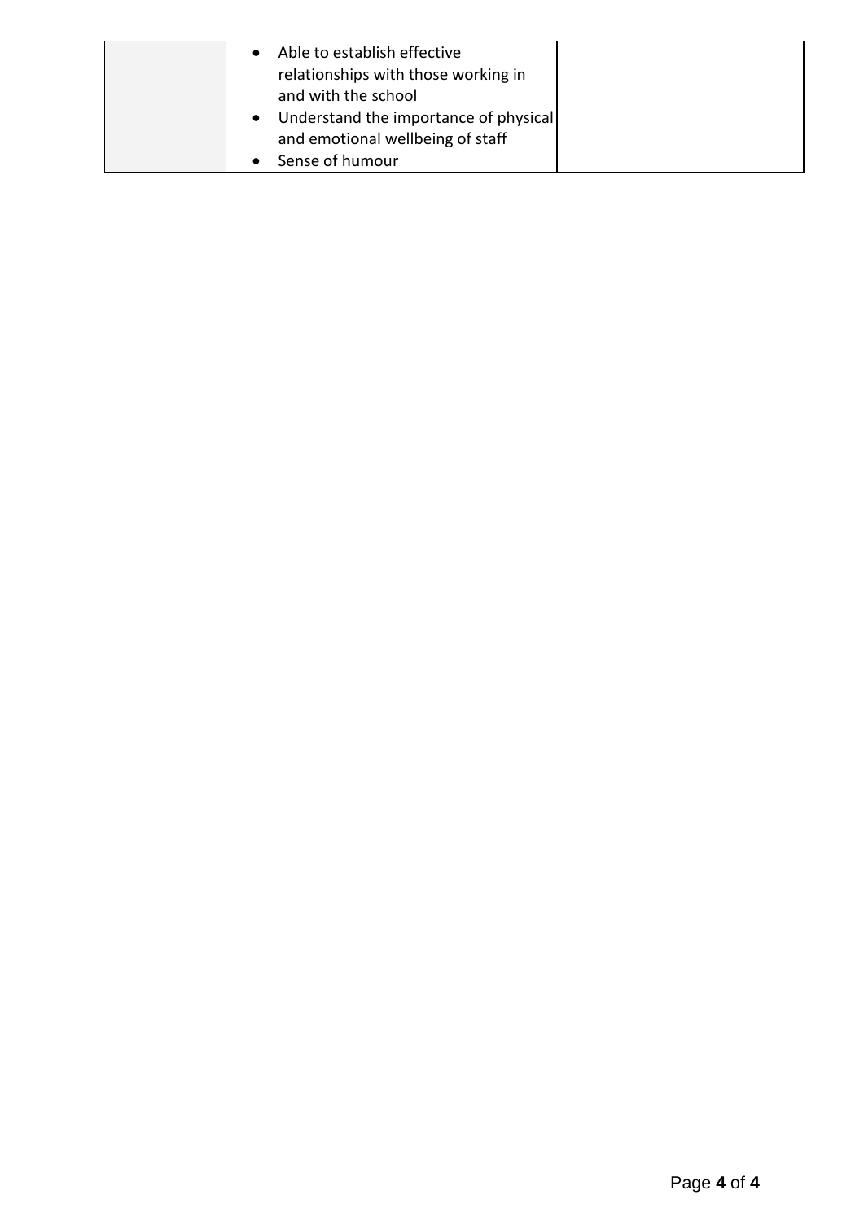| | | |
|---|---|---|
| | • Able to establish effective relationships with those working in and with the school<br>• Understand the importance of physical and emotional wellbeing of staff<br>• Sense of humour | |